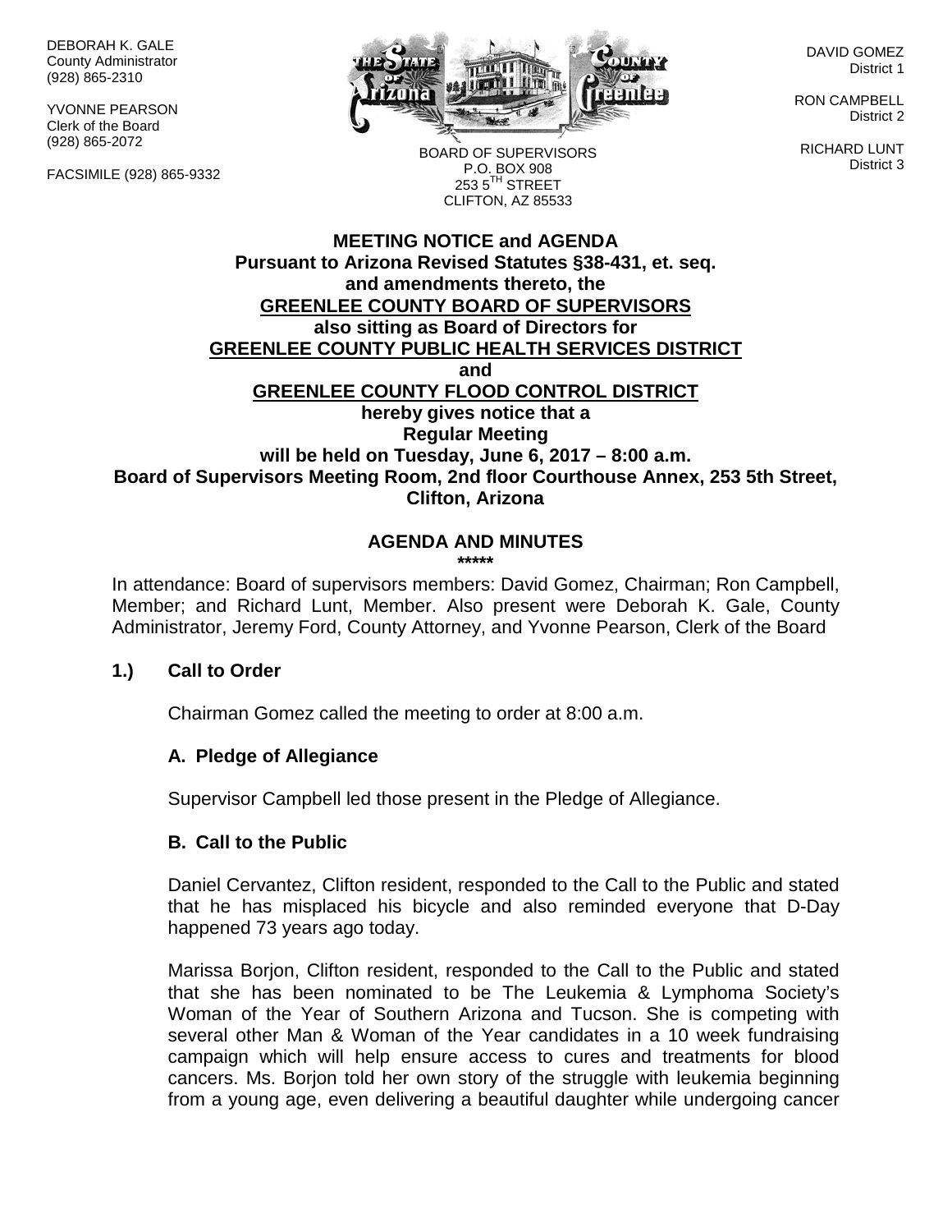DEBORAH K. GALE
County Administrator
(928) 865-2310

YVONNE PEARSON
Clerk of the Board
(928) 865-2072

FACSIMILE (928) 865-9332

BOARD OF SUPERVISORS
P.O. BOX 908
253 5TH STREET
CLIFTON, AZ 85533

DAVID GOMEZ
District 1

RON CAMPBELL
District 2

RICHARD LUNT
District 3

**MEETING NOTICE and AGENDA**
**Pursuant to Arizona Revised Statutes §38-431, et. seq.**
**and amendments thereto, the**
**GREENLEE COUNTY BOARD OF SUPERVISORS**
**also sitting as Board of Directors for**
**GREENLEE COUNTY PUBLIC HEALTH SERVICES DISTRICT**
**and**
**GREENLEE COUNTY FLOOD CONTROL DISTRICT**
**hereby gives notice that a**
**Regular Meeting**
**will be held on Tuesday, June 6, 2017 – 8:00 a.m.**
**Board of Supervisors Meeting Room, 2nd floor Courthouse Annex, 253 5th Street, Clifton, Arizona**

## AGENDA AND MINUTES

\*\*\*\*\*

In attendance: Board of supervisors members: David Gomez, Chairman; Ron Campbell, Member; and Richard Lunt, Member. Also present were Deborah K. Gale, County Administrator, Jeremy Ford, County Attorney, and Yvonne Pearson, Clerk of the Board

### 1.) Call to Order

Chairman Gomez called the meeting to order at 8:00 a.m.

#### A. Pledge of Allegiance

Supervisor Campbell led those present in the Pledge of Allegiance.

#### B. Call to the Public

Daniel Cervantez, Clifton resident, responded to the Call to the Public and stated that he has misplaced his bicycle and also reminded everyone that D-Day happened 73 years ago today.

Marissa Borjon, Clifton resident, responded to the Call to the Public and stated that she has been nominated to be The Leukemia & Lymphoma Society's Woman of the Year of Southern Arizona and Tucson. She is competing with several other Man & Woman of the Year candidates in a 10 week fundraising campaign which will help ensure access to cures and treatments for blood cancers. Ms. Borjon told her own story of the struggle with leukemia beginning from a young age, even delivering a beautiful daughter while undergoing cancer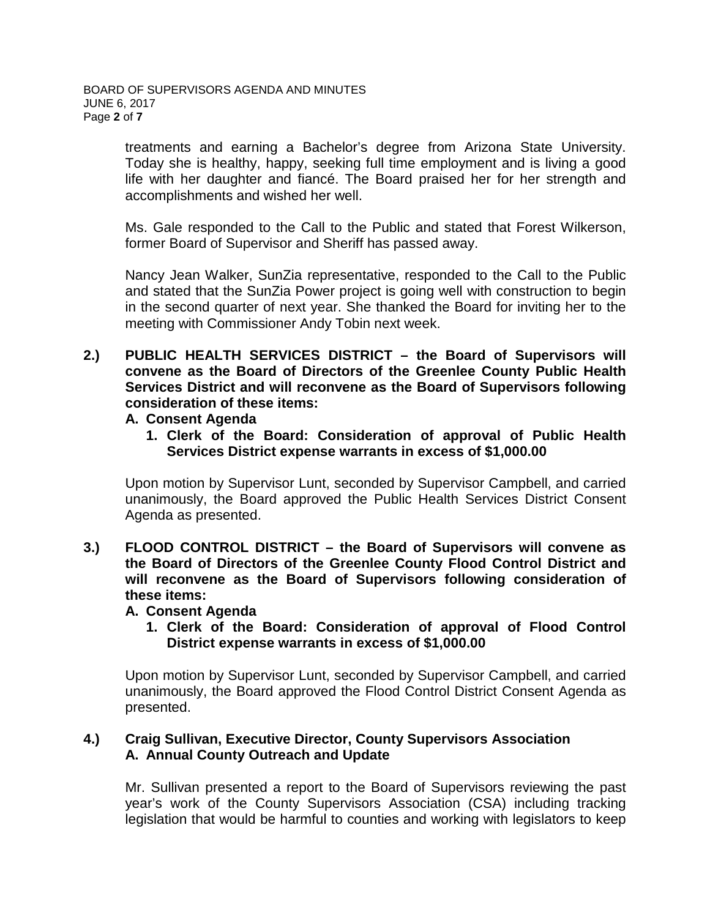treatments and earning a Bachelor's degree from Arizona State University. Today she is healthy, happy, seeking full time employment and is living a good life with her daughter and fiancé. The Board praised her for her strength and accomplishments and wished her well.

Ms. Gale responded to the Call to the Public and stated that Forest Wilkerson, former Board of Supervisor and Sheriff has passed away.

Nancy Jean Walker, SunZia representative, responded to the Call to the Public and stated that the SunZia Power project is going well with construction to begin in the second quarter of next year. She thanked the Board for inviting her to the meeting with Commissioner Andy Tobin next week.

**2.) PUBLIC HEALTH SERVICES DISTRICT – the Board of Supervisors will convene as the Board of Directors of the Greenlee County Public Health Services District and will reconvene as the Board of Supervisors following consideration of these items:**

**A. Consent Agenda**

**1. Clerk of the Board: Consideration of approval of Public Health Services District expense warrants in excess of $1,000.00**

Upon motion by Supervisor Lunt, seconded by Supervisor Campbell, and carried unanimously, the Board approved the Public Health Services District Consent Agenda as presented.

**3.) FLOOD CONTROL DISTRICT – the Board of Supervisors will convene as the Board of Directors of the Greenlee County Flood Control District and will reconvene as the Board of Supervisors following consideration of these items:**

**A. Consent Agenda**

**1. Clerk of the Board: Consideration of approval of Flood Control District expense warrants in excess of $1,000.00**

Upon motion by Supervisor Lunt, seconded by Supervisor Campbell, and carried unanimously, the Board approved the Flood Control District Consent Agenda as presented.

**4.) Craig Sullivan, Executive Director, County Supervisors Association**
**A. Annual County Outreach and Update**

Mr. Sullivan presented a report to the Board of Supervisors reviewing the past year's work of the County Supervisors Association (CSA) including tracking legislation that would be harmful to counties and working with legislators to keep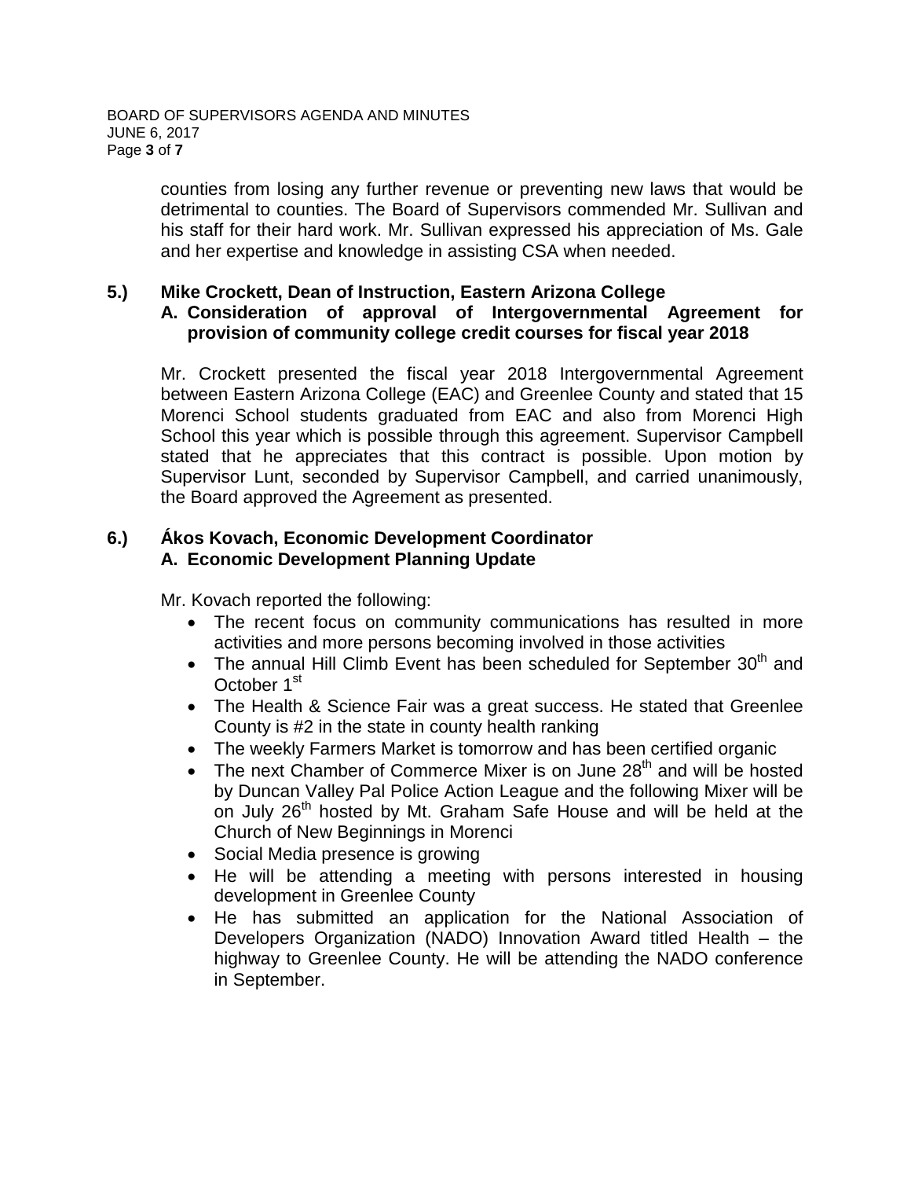counties from losing any further revenue or preventing new laws that would be detrimental to counties. The Board of Supervisors commended Mr. Sullivan and his staff for their hard work. Mr. Sullivan expressed his appreciation of Ms. Gale and her expertise and knowledge in assisting CSA when needed.

**5.) Mike Crockett, Dean of Instruction, Eastern Arizona College**

**A. Consideration of approval of Intergovernmental Agreement for provision of community college credit courses for fiscal year 2018**

Mr. Crockett presented the fiscal year 2018 Intergovernmental Agreement between Eastern Arizona College (EAC) and Greenlee County and stated that 15 Morenci School students graduated from EAC and also from Morenci High School this year which is possible through this agreement. Supervisor Campbell stated that he appreciates that this contract is possible. Upon motion by Supervisor Lunt, seconded by Supervisor Campbell, and carried unanimously, the Board approved the Agreement as presented.

**6.) Ákos Kovach, Economic Development Coordinator**

**A. Economic Development Planning Update**

Mr. Kovach reported the following:

- The recent focus on community communications has resulted in more activities and more persons becoming involved in those activities
- The annual Hill Climb Event has been scheduled for September 30th and October 1st
- The Health & Science Fair was a great success. He stated that Greenlee County is #2 in the state in county health ranking
- The weekly Farmers Market is tomorrow and has been certified organic
- The next Chamber of Commerce Mixer is on June 28th and will be hosted by Duncan Valley Pal Police Action League and the following Mixer will be on July 26th hosted by Mt. Graham Safe House and will be held at the Church of New Beginnings in Morenci
- Social Media presence is growing
- He will be attending a meeting with persons interested in housing development in Greenlee County
- He has submitted an application for the National Association of Developers Organization (NADO) Innovation Award titled Health – the highway to Greenlee County. He will be attending the NADO conference in September.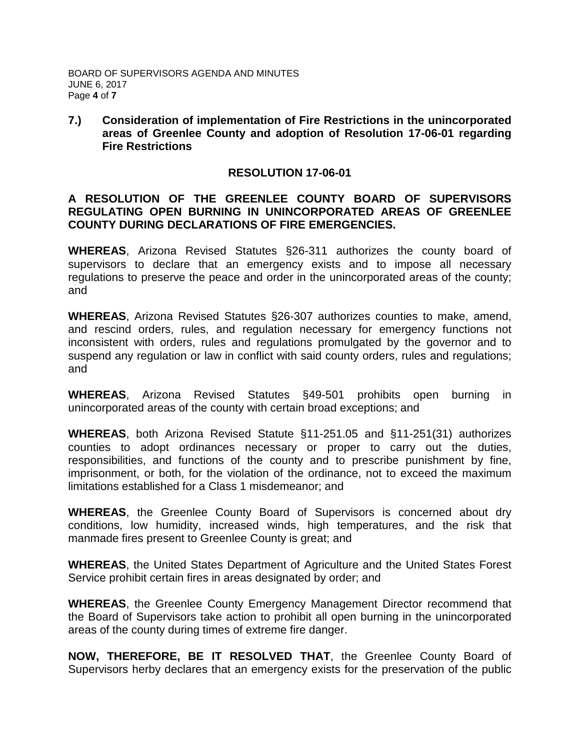**7.) Consideration of implementation of Fire Restrictions in the unincorporated areas of Greenlee County and adoption of Resolution 17-06-01 regarding Fire Restrictions**

**RESOLUTION 17-06-01**

**A RESOLUTION OF THE GREENLEE COUNTY BOARD OF SUPERVISORS REGULATING OPEN BURNING IN UNINCORPORATED AREAS OF GREENLEE COUNTY DURING DECLARATIONS OF FIRE EMERGENCIES.**

**WHEREAS**, Arizona Revised Statutes §26-311 authorizes the county board of supervisors to declare that an emergency exists and to impose all necessary regulations to preserve the peace and order in the unincorporated areas of the county; and

**WHEREAS**, Arizona Revised Statutes §26-307 authorizes counties to make, amend, and rescind orders, rules, and regulation necessary for emergency functions not inconsistent with orders, rules and regulations promulgated by the governor and to suspend any regulation or law in conflict with said county orders, rules and regulations; and

**WHEREAS**, Arizona Revised Statutes §49-501 prohibits open burning in unincorporated areas of the county with certain broad exceptions; and

**WHEREAS**, both Arizona Revised Statute §11-251.05 and §11-251(31) authorizes counties to adopt ordinances necessary or proper to carry out the duties, responsibilities, and functions of the county and to prescribe punishment by fine, imprisonment, or both, for the violation of the ordinance, not to exceed the maximum limitations established for a Class 1 misdemeanor; and

**WHEREAS**, the Greenlee County Board of Supervisors is concerned about dry conditions, low humidity, increased winds, high temperatures, and the risk that manmade fires present to Greenlee County is great; and

**WHEREAS**, the United States Department of Agriculture and the United States Forest Service prohibit certain fires in areas designated by order; and

**WHEREAS**, the Greenlee County Emergency Management Director recommend that the Board of Supervisors take action to prohibit all open burning in the unincorporated areas of the county during times of extreme fire danger.

**NOW, THEREFORE, BE IT RESOLVED THAT**, the Greenlee County Board of Supervisors herby declares that an emergency exists for the preservation of the public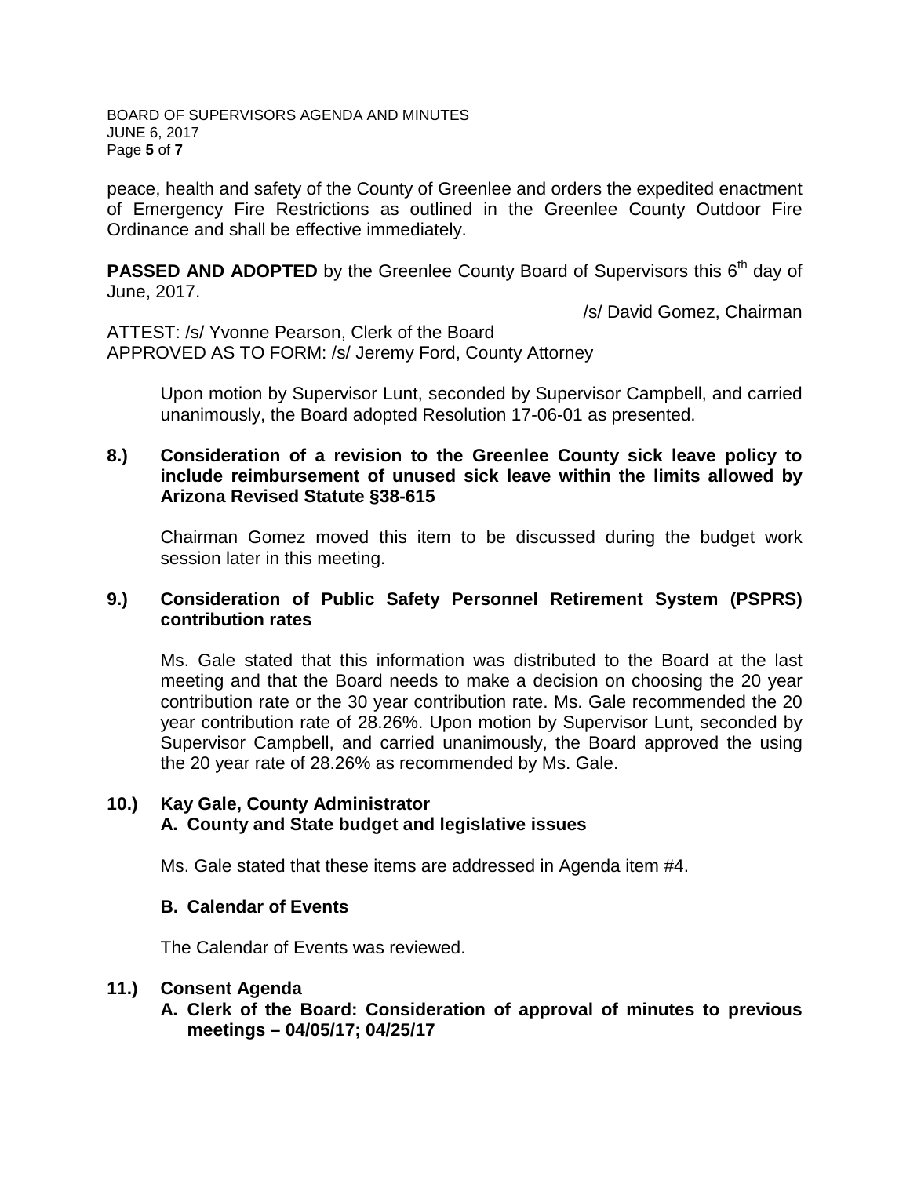peace, health and safety of the County of Greenlee and orders the expedited enactment of Emergency Fire Restrictions as outlined in the Greenlee County Outdoor Fire Ordinance and shall be effective immediately.

**PASSED AND ADOPTED** by the Greenlee County Board of Supervisors this 6th day of June, 2017.

/s/ David Gomez, Chairman

ATTEST: /s/ Yvonne Pearson, Clerk of the Board
APPROVED AS TO FORM: /s/ Jeremy Ford, County Attorney

Upon motion by Supervisor Lunt, seconded by Supervisor Campbell, and carried unanimously, the Board adopted Resolution 17-06-01 as presented.

**8.) Consideration of a revision to the Greenlee County sick leave policy to include reimbursement of unused sick leave within the limits allowed by Arizona Revised Statute §38-615**

Chairman Gomez moved this item to be discussed during the budget work session later in this meeting.

**9.) Consideration of Public Safety Personnel Retirement System (PSPRS) contribution rates**

Ms. Gale stated that this information was distributed to the Board at the last meeting and that the Board needs to make a decision on choosing the 20 year contribution rate or the 30 year contribution rate. Ms. Gale recommended the 20 year contribution rate of 28.26%. Upon motion by Supervisor Lunt, seconded by Supervisor Campbell, and carried unanimously, the Board approved the using the 20 year rate of 28.26% as recommended by Ms. Gale.

**10.) Kay Gale, County Administrator**

**A. County and State budget and legislative issues**

Ms. Gale stated that these items are addressed in Agenda item #4.

**B. Calendar of Events**

The Calendar of Events was reviewed.

**11.) Consent Agenda**

**A. Clerk of the Board: Consideration of approval of minutes to previous meetings – 04/05/17; 04/25/17**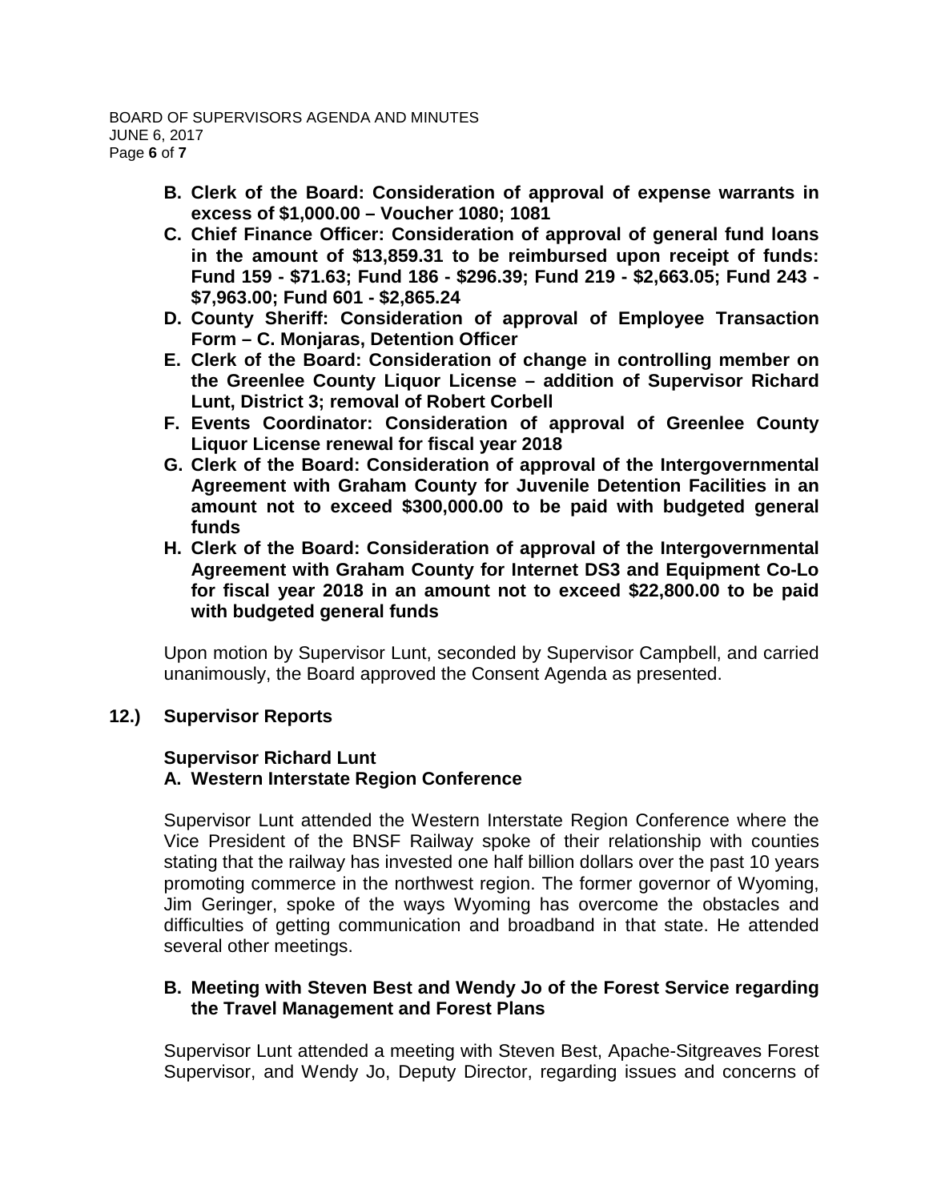- **B. Clerk of the Board: Consideration of approval of expense warrants in excess of $1,000.00 – Voucher 1080; 1081**
- **C. Chief Finance Officer: Consideration of approval of general fund loans in the amount of $13,859.31 to be reimbursed upon receipt of funds: Fund 159 - $71.63; Fund 186 - $296.39; Fund 219 - $2,663.05; Fund 243 - $7,963.00; Fund 601 - $2,865.24**
- **D. County Sheriff: Consideration of approval of Employee Transaction Form – C. Monjaras, Detention Officer**
- **E. Clerk of the Board: Consideration of change in controlling member on the Greenlee County Liquor License – addition of Supervisor Richard Lunt, District 3; removal of Robert Corbell**
- **F. Events Coordinator: Consideration of approval of Greenlee County Liquor License renewal for fiscal year 2018**
- **G. Clerk of the Board: Consideration of approval of the Intergovernmental Agreement with Graham County for Juvenile Detention Facilities in an amount not to exceed $300,000.00 to be paid with budgeted general funds**
- **H. Clerk of the Board: Consideration of approval of the Intergovernmental Agreement with Graham County for Internet DS3 and Equipment Co-Lo for fiscal year 2018 in an amount not to exceed $22,800.00 to be paid with budgeted general funds**

Upon motion by Supervisor Lunt, seconded by Supervisor Campbell, and carried unanimously, the Board approved the Consent Agenda as presented.

## 12.) Supervisor Reports

### Supervisor Richard Lunt

**A. Western Interstate Region Conference**

Supervisor Lunt attended the Western Interstate Region Conference where the Vice President of the BNSF Railway spoke of their relationship with counties stating that the railway has invested one half billion dollars over the past 10 years promoting commerce in the northwest region. The former governor of Wyoming, Jim Geringer, spoke of the ways Wyoming has overcome the obstacles and difficulties of getting communication and broadband in that state. He attended several other meetings.

**B. Meeting with Steven Best and Wendy Jo of the Forest Service regarding the Travel Management and Forest Plans**

Supervisor Lunt attended a meeting with Steven Best, Apache-Sitgreaves Forest Supervisor, and Wendy Jo, Deputy Director, regarding issues and concerns of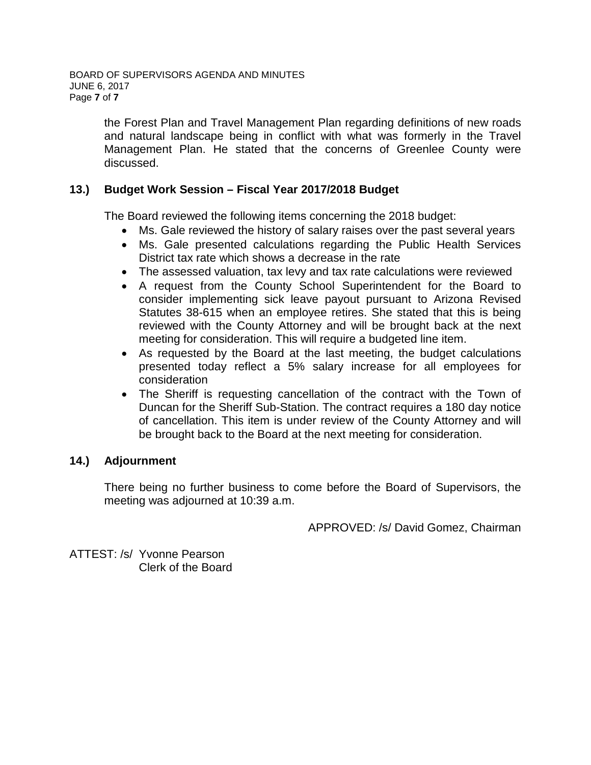the Forest Plan and Travel Management Plan regarding definitions of new roads and natural landscape being in conflict with what was formerly in the Travel Management Plan. He stated that the concerns of Greenlee County were discussed.

### 13.) Budget Work Session – Fiscal Year 2017/2018 Budget

The Board reviewed the following items concerning the 2018 budget:

- Ms. Gale reviewed the history of salary raises over the past several years
- Ms. Gale presented calculations regarding the Public Health Services District tax rate which shows a decrease in the rate
- The assessed valuation, tax levy and tax rate calculations were reviewed
- A request from the County School Superintendent for the Board to consider implementing sick leave payout pursuant to Arizona Revised Statutes 38-615 when an employee retires. She stated that this is being reviewed with the County Attorney and will be brought back at the next meeting for consideration. This will require a budgeted line item.
- As requested by the Board at the last meeting, the budget calculations presented today reflect a 5% salary increase for all employees for consideration
- The Sheriff is requesting cancellation of the contract with the Town of Duncan for the Sheriff Sub-Station. The contract requires a 180 day notice of cancellation. This item is under review of the County Attorney and will be brought back to the Board at the next meeting for consideration.

### 14.) Adjournment

There being no further business to come before the Board of Supervisors, the meeting was adjourned at 10:39 a.m.

APPROVED: /s/ David Gomez, Chairman

ATTEST: /s/ Yvonne Pearson
Clerk of the Board